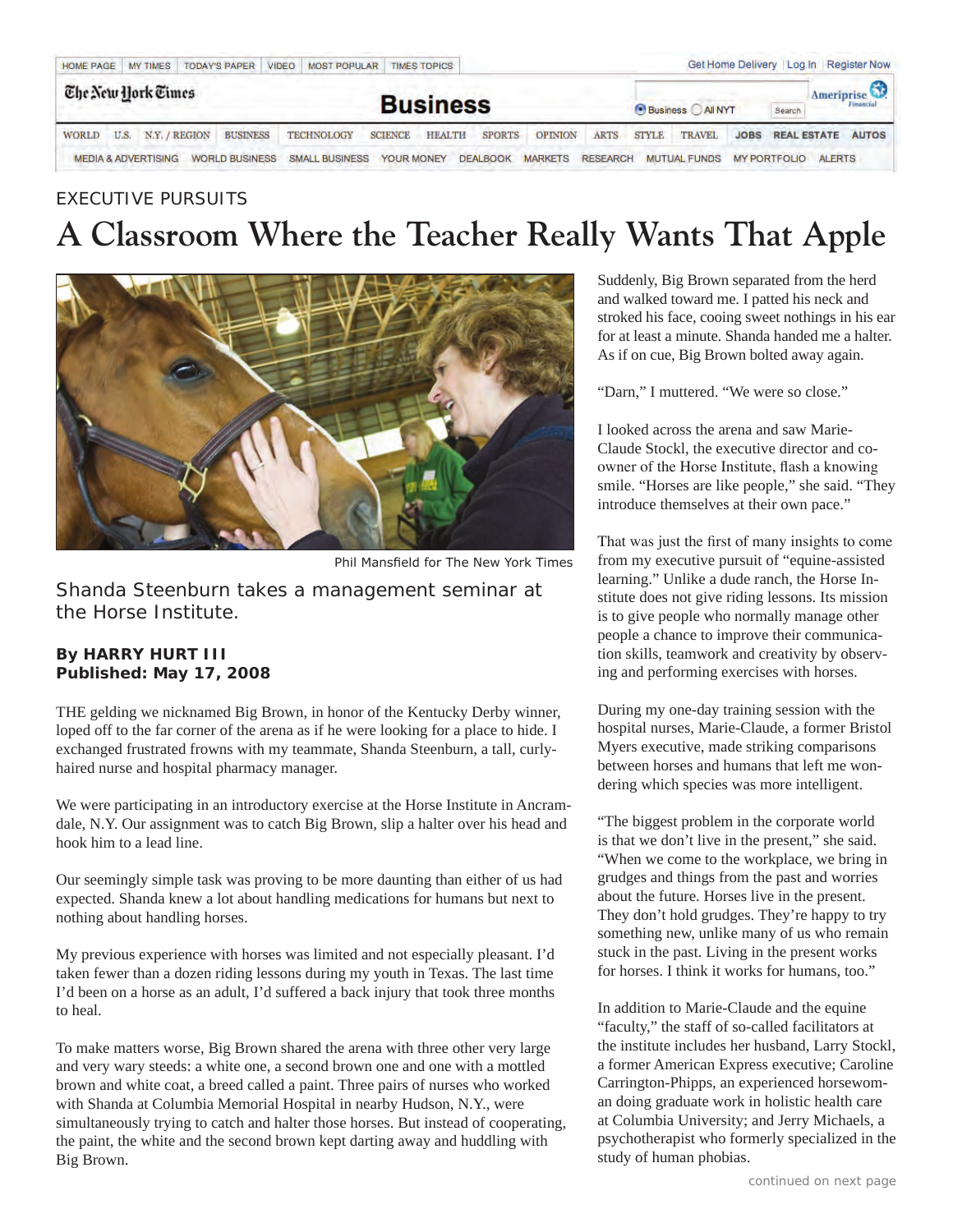EXECUTIVE PURSUITS

# A Classroom Where the Teacher Really Wants That Apple

Phil Mansfield for The New York Times

Shanda Steenburn takes a management seminar at the Horse Institute.

**By HARRY HURT III**
**Published: May 17, 2008**

THE gelding we nicknamed Big Brown, in honor of the Kentucky Derby winner, loped off to the far corner of the arena as if he were looking for a place to hide. I exchanged frustrated frowns with my teammate, Shanda Steenburn, a tall, curly-haired nurse and hospital pharmacy manager.

We were participating in an introductory exercise at the Horse Institute in Ancramdale, N.Y. Our assignment was to catch Big Brown, slip a halter over his head and hook him to a lead line.

Our seemingly simple task was proving to be more daunting than either of us had expected. Shanda knew a lot about handling medications for humans but next to nothing about handling horses.

My previous experience with horses was limited and not especially pleasant. I'd taken fewer than a dozen riding lessons during my youth in Texas. The last time I'd been on a horse as an adult, I'd suffered a back injury that took three months to heal.

To make matters worse, Big Brown shared the arena with three other very large and very wary steeds: a white one, a second brown one and one with a mottled brown and white coat, a breed called a paint. Three pairs of nurses who worked with Shanda at Columbia Memorial Hospital in nearby Hudson, N.Y., were simultaneously trying to catch and halter those horses. But instead of cooperating, the paint, the white and the second brown kept darting away and huddling with Big Brown.

Suddenly, Big Brown separated from the herd and walked toward me. I patted his neck and stroked his face, cooing sweet nothings in his ear for at least a minute. Shanda handed me a halter. As if on cue, Big Brown bolted away again.

"Darn," I muttered. "We were so close."

I looked across the arena and saw Marie-Claude Stockl, the executive director and co-owner of the Horse Institute, flash a knowing smile. "Horses are like people," she said. "They introduce themselves at their own pace."

That was just the first of many insights to come from my executive pursuit of "equine-assisted learning." Unlike a dude ranch, the Horse Institute does not give riding lessons. Its mission is to give people who normally manage other people a chance to improve their communication skills, teamwork and creativity by observing and performing exercises with horses.

During my one-day training session with the hospital nurses, Marie-Claude, a former Bristol Myers executive, made striking comparisons between horses and humans that left me wondering which species was more intelligent.

"The biggest problem in the corporate world is that we don't live in the present," she said. "When we come to the workplace, we bring in grudges and things from the past and worries about the future. Horses live in the present. They don't hold grudges. They're happy to try something new, unlike many of us who remain stuck in the past. Living in the present works for horses. I think it works for humans, too."

In addition to Marie-Claude and the equine "faculty," the staff of so-called facilitators at the institute includes her husband, Larry Stockl, a former American Express executive; Caroline Carrington-Phipps, an experienced horsewoman doing graduate work in holistic health care at Columbia University; and Jerry Michaels, a psychotherapist who formerly specialized in the study of human phobias.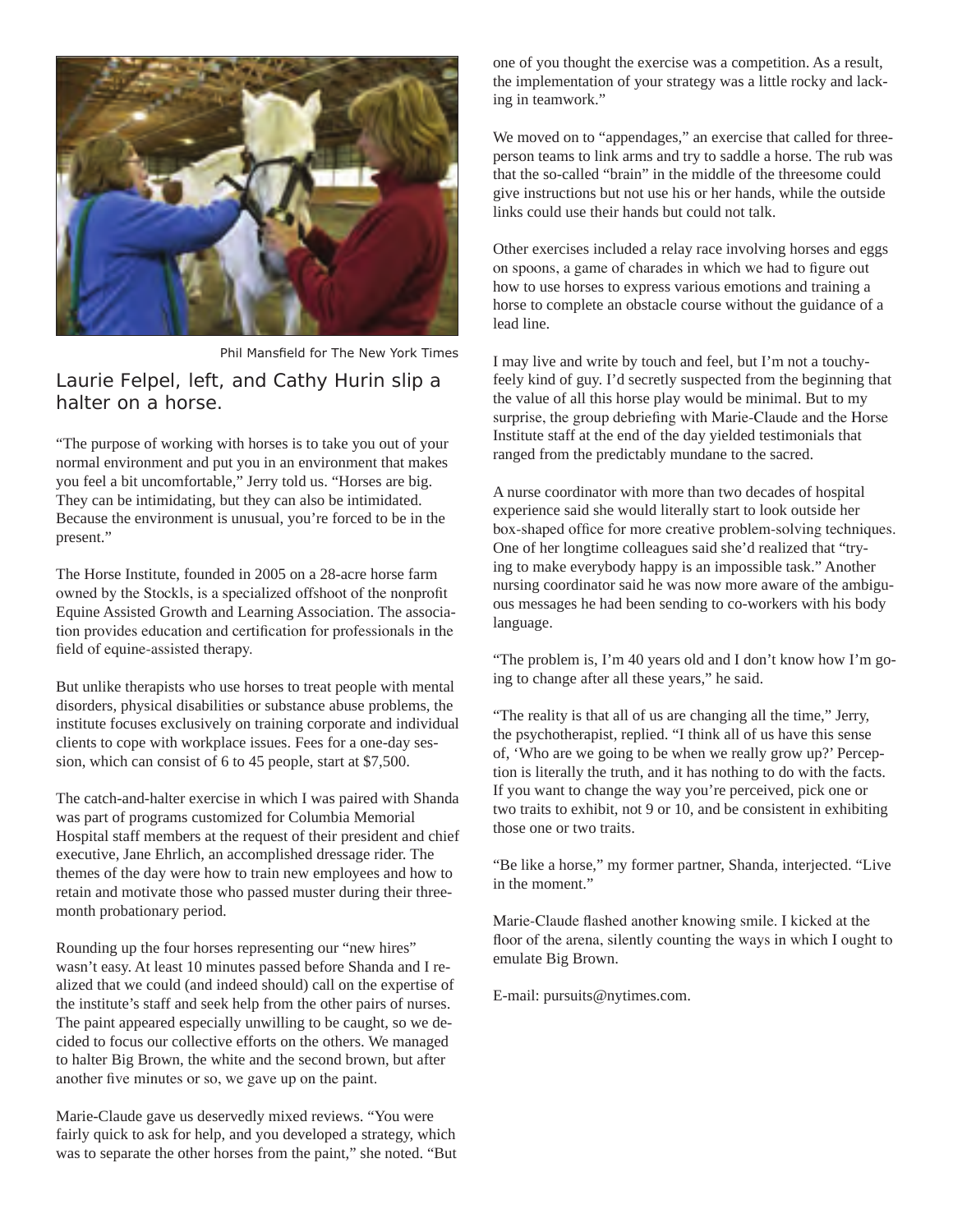Phil Mansfield for The New York Times

Laurie Felpel, left, and Cathy Hurin slip a halter on a horse.

"The purpose of working with horses is to take you out of your normal environment and put you in an environment that makes you feel a bit uncomfortable," Jerry told us. "Horses are big. They can be intimidating, but they can also be intimidated. Because the environment is unusual, you're forced to be in the present."

The Horse Institute, founded in 2005 on a 28-acre horse farm owned by the Stockls, is a specialized offshoot of the nonprofit Equine Assisted Growth and Learning Association. The association provides education and certification for professionals in the field of equine-assisted therapy.

But unlike therapists who use horses to treat people with mental disorders, physical disabilities or substance abuse problems, the institute focuses exclusively on training corporate and individual clients to cope with workplace issues. Fees for a one-day session, which can consist of 6 to 45 people, start at $7,500.

The catch-and-halter exercise in which I was paired with Shanda was part of programs customized for Columbia Memorial Hospital staff members at the request of their president and chief executive, Jane Ehrlich, an accomplished dressage rider. The themes of the day were how to train new employees and how to retain and motivate those who passed muster during their three-month probationary period.

Rounding up the four horses representing our "new hires" wasn't easy. At least 10 minutes passed before Shanda and I realized that we could (and indeed should) call on the expertise of the institute's staff and seek help from the other pairs of nurses. The paint appeared especially unwilling to be caught, so we decided to focus our collective efforts on the others. We managed to halter Big Brown, the white and the second brown, but after another five minutes or so, we gave up on the paint.

Marie-Claude gave us deservedly mixed reviews. "You were fairly quick to ask for help, and you developed a strategy, which was to separate the other horses from the paint," she noted. "But one of you thought the exercise was a competition. As a result, the implementation of your strategy was a little rocky and lacking in teamwork."

We moved on to "appendages," an exercise that called for three-person teams to link arms and try to saddle a horse. The rub was that the so-called "brain" in the middle of the threesome could give instructions but not use his or her hands, while the outside links could use their hands but could not talk.

Other exercises included a relay race involving horses and eggs on spoons, a game of charades in which we had to figure out how to use horses to express various emotions and training a horse to complete an obstacle course without the guidance of a lead line.

I may live and write by touch and feel, but I'm not a touchy-feely kind of guy. I'd secretly suspected from the beginning that the value of all this horse play would be minimal. But to my surprise, the group debriefing with Marie-Claude and the Horse Institute staff at the end of the day yielded testimonials that ranged from the predictably mundane to the sacred.

A nurse coordinator with more than two decades of hospital experience said she would literally start to look outside her box-shaped office for more creative problem-solving techniques. One of her longtime colleagues said she'd realized that "trying to make everybody happy is an impossible task." Another nursing coordinator said he was now more aware of the ambiguous messages he had been sending to co-workers with his body language.

"The problem is, I'm 40 years old and I don't know how I'm going to change after all these years," he said.

"The reality is that all of us are changing all the time," Jerry, the psychotherapist, replied. "I think all of us have this sense of, 'Who are we going to be when we really grow up?' Perception is literally the truth, and it has nothing to do with the facts. If you want to change the way you're perceived, pick one or two traits to exhibit, not 9 or 10, and be consistent in exhibiting those one or two traits.

"Be like a horse," my former partner, Shanda, interjected. "Live in the moment."

Marie-Claude flashed another knowing smile. I kicked at the floor of the arena, silently counting the ways in which I ought to emulate Big Brown.

E-mail: pursuits@nytimes.com.